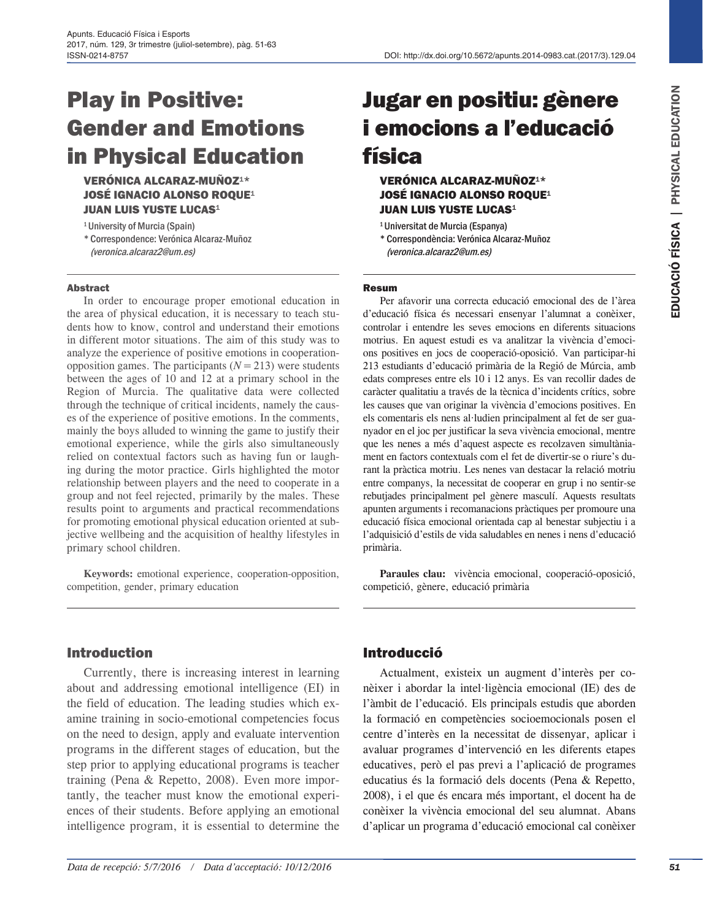DOI: http://dx.doi.org/10.5672/apunts.2014-0983.cat.(2017/3).129.04

# Play in Positive: Gender and Emotions in Physical Education

**VERÓNICA ALCARAZ-MUÑOZ[1]\***
**JOSÉ IGNACIO ALONSO ROQUE[1]**
**JUAN LUIS YUSTE LUCAS[1]**

[1] University of Murcia (Spain)

\* Correspondence: Verónica Alcaraz-Muñoz (*veronica.alcaraz2@um.es*)

### Abstract

In order to encourage proper emotional education in the area of physical education, it is necessary to teach students how to know, control and understand their emotions in different motor situations. The aim of this study was to analyze the experience of positive emotions in cooperation-opposition games. The participants ($N = 213$) were students between the ages of 10 and 12 at a primary school in the Region of Murcia. The qualitative data were collected through the technique of critical incidents, namely the causes of the experience of positive emotions. In the comments, mainly the boys alluded to winning the game to justify their emotional experience, while the girls also simultaneously relied on contextual factors such as having fun or laughing during the motor practice. Girls highlighted the motor relationship between players and the need to cooperate in a group and not feel rejected, primarily by the males. These results point to arguments and practical recommendations for promoting emotional physical education oriented at subjective wellbeing and the acquisition of healthy lifestyles in primary school children.

**Keywords:** emotional experience, cooperation-opposition, competition, gender, primary education

# Jugar en positiu: gènere i emocions a l'educació física

**VERÓNICA ALCARAZ-MUÑOZ[1]\***
**JOSÉ IGNACIO ALONSO ROQUE[1]**
**JUAN LUIS YUSTE LUCAS[1]**

[1] Universitat de Murcia (Espanya)

\* Correspondència: Verónica Alcaraz-Muñoz (*veronica.alcaraz2@um.es*)

### Resum

Per afavorir una correcta educació emocional des de l'àrea d'educació física és necessari ensenyar l'alumnat a conèixer, controlar i entendre les seves emocions en diferents situacions motrius. En aquest estudi es va analitzar la vivència d'emocions positives en jocs de cooperació-oposició. Van participar-hi 213 estudiants d'educació primària de la Regió de Múrcia, amb edats compreses entre els 10 i 12 anys. Es van recollir dades de caràcter qualitatiu a través de la tècnica d'incidents crítics, sobre les causes que van originar la vivència d'emocions positives. En els comentaris els nens al·ludien principalment al fet de ser guanyador en el joc per justificar la seva vivència emocional, mentre que les nenes a més d'aquest aspecte es recolzaven simultàniament en factors contextuals com el fet de divertir-se o riure's durant la pràctica motriu. Les nenes van destacar la relació motriu entre companys, la necessitat de cooperar en grup i no sentir-se rebutjades principalment pel gènere masculí. Aquests resultats apunten arguments i recomanacions pràctiques per promoure una educació física emocional orientada cap al benestar subjectiu i a l'adquisició d'estils de vida saludables en nenes i nens d'educació primària.

**Paraules clau:** vivència emocional, cooperació-oposició, competició, gènere, educació primària

## Introduction

Currently, there is increasing interest in learning about and addressing emotional intelligence (EI) in the field of education. The leading studies which examine training in socio-emotional competencies focus on the need to design, apply and evaluate intervention programs in the different stages of education, but the step prior to applying educational programs is teacher training (Pena & Repetto, 2008). Even more importantly, the teacher must know the emotional experiences of their students. Before applying an emotional intelligence program, it is essential to determine the

## Introducció

Actualment, existeix un augment d'interès per conèixer i abordar la intel·ligència emocional (IE) des de l'àmbit de l'educació. Els principals estudis que aborden la formació en competències socioemocionals posen el centre d'interès en la necessitat de dissenyar, aplicar i avaluar programes d'intervenció en les diferents etapes educatives, però el pas previ a l'aplicació de programes educatius és la formació dels docents (Pena & Repetto, 2008), i el que és encara més important, el docent ha de conèixer la vivència emocional del seu alumnat. Abans d'aplicar un programa d'educació emocional cal conèixer

*Data de recepció: 5/7/2016 / Data d'acceptació: 10/12/2016*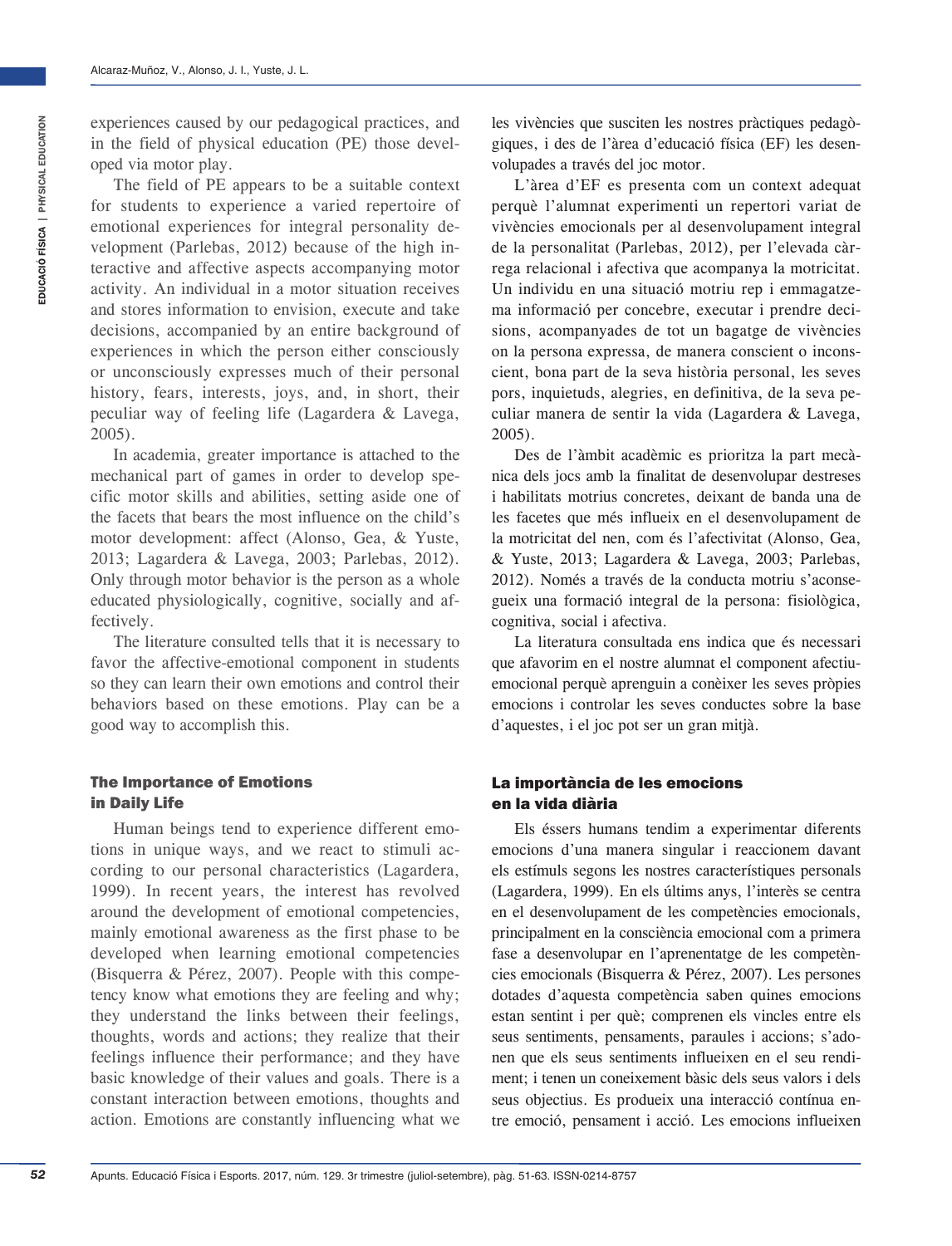experiences caused by our pedagogical practices, and in the field of physical education (PE) those developed via motor play.

The field of PE appears to be a suitable context for students to experience a varied repertoire of emotional experiences for integral personality development (Parlebas, 2012) because of the high interactive and affective aspects accompanying motor activity. An individual in a motor situation receives and stores information to envision, execute and take decisions, accompanied by an entire background of experiences in which the person either consciously or unconsciously expresses much of their personal history, fears, interests, joys, and, in short, their peculiar way of feeling life (Lagardera & Lavega, 2005).

In academia, greater importance is attached to the mechanical part of games in order to develop specific motor skills and abilities, setting aside one of the facets that bears the most influence on the child's motor development: affect (Alonso, Gea, & Yuste, 2013; Lagardera & Lavega, 2003; Parlebas, 2012). Only through motor behavior is the person as a whole educated physiologically, cognitive, socially and affectively.

The literature consulted tells that it is necessary to favor the affective-emotional component in students so they can learn their own emotions and control their behaviors based on these emotions. Play can be a good way to accomplish this.

## The Importance of Emotions in Daily Life

Human beings tend to experience different emotions in unique ways, and we react to stimuli according to our personal characteristics (Lagardera, 1999). In recent years, the interest has revolved around the development of emotional competencies, mainly emotional awareness as the first phase to be developed when learning emotional competencies (Bisquerra & Pérez, 2007). People with this competency know what emotions they are feeling and why; they understand the links between their feelings, thoughts, words and actions; they realize that their feelings influence their performance; and they have basic knowledge of their values and goals. There is a constant interaction between emotions, thoughts and action. Emotions are constantly influencing what we

les vivències que susciten les nostres pràctiques pedagògiques, i des de l'àrea d'educació física (EF) les desenvolupades a través del joc motor.

L'àrea d'EF es presenta com un context adequat perquè l'alumnat experimenti un repertori variat de vivències emocionals per al desenvolupament integral de la personalitat (Parlebas, 2012), per l'elevada càrrega relacional i afectiva que acompanya la motricitat. Un individu en una situació motriu rep i emmagatzema informació per concebre, executar i prendre decisions, acompanyades de tot un bagatge de vivències on la persona expressa, de manera conscient o inconscient, bona part de la seva història personal, les seves pors, inquietuds, alegries, en definitiva, de la seva peculiar manera de sentir la vida (Lagardera & Lavega, 2005).

Des de l'àmbit acadèmic es prioritza la part mecànica dels jocs amb la finalitat de desenvolupar destreses i habilitats motrius concretes, deixant de banda una de les facetes que més influeix en el desenvolupament de la motricitat del nen, com és l'afectivitat (Alonso, Gea, & Yuste, 2013; Lagardera & Lavega, 2003; Parlebas, 2012). Només a través de la conducta motriu s'aconsegueix una formació integral de la persona: fisiològica, cognitiva, social i afectiva.

La literatura consultada ens indica que és necessari que afavorim en el nostre alumnat el component afectiu-emocional perquè aprenguin a conèixer les seves pròpies emocions i controlar les seves conductes sobre la base d'aquestes, i el joc pot ser un gran mitjà.

## La importància de les emocions en la vida diària

Els éssers humans tendim a experimentar diferents emocions d'una manera singular i reaccionem davant els estímuls segons les nostres característiques personals (Lagardera, 1999). En els últims anys, l'interès se centra en el desenvolupament de les competències emocionals, principalment en la consciència emocional com a primera fase a desenvolupar en l'aprenentatge de les competències emocionals (Bisquerra & Pérez, 2007). Les persones dotades d'aquesta competència saben quines emocions estan sentint i per què; comprenen els vincles entre els seus sentiments, pensaments, paraules i accions; s'adonen que els seus sentiments influeixen en el seu rendiment; i tenen un coneixement bàsic dels seus valors i dels seus objectius. Es produeix una interacció contínua entre emoció, pensament i acció. Les emocions influeixen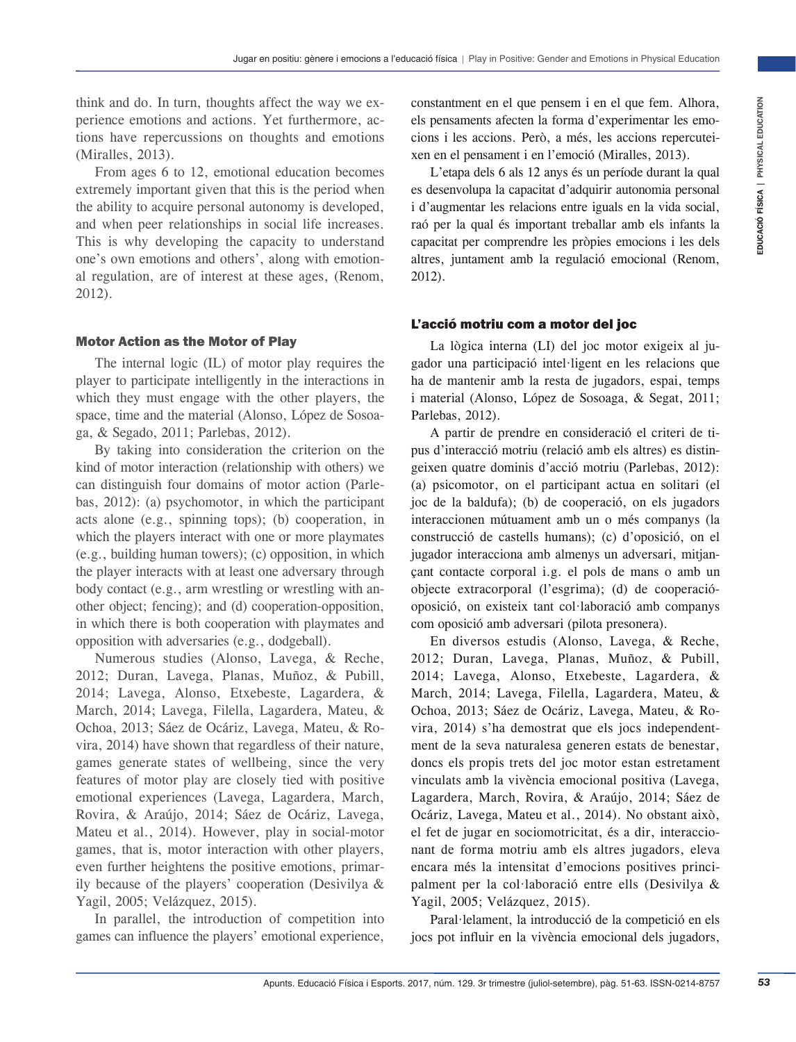think and do. In turn, thoughts affect the way we experience emotions and actions. Yet furthermore, actions have repercussions on thoughts and emotions (Miralles, 2013).

From ages 6 to 12, emotional education becomes extremely important given that this is the period when the ability to acquire personal autonomy is developed, and when peer relationships in social life increases. This is why developing the capacity to understand one's own emotions and others', along with emotional regulation, are of interest at these ages, (Renom, 2012).

## Motor Action as the Motor of Play

The internal logic (IL) of motor play requires the player to participate intelligently in the interactions in which they must engage with the other players, the space, time and the material (Alonso, López de Sosoaga, & Segado, 2011; Parlebas, 2012).

By taking into consideration the criterion on the kind of motor interaction (relationship with others) we can distinguish four domains of motor action (Parlebas, 2012): (a) psychomotor, in which the participant acts alone (e.g., spinning tops); (b) cooperation, in which the players interact with one or more playmates (e.g., building human towers); (c) opposition, in which the player interacts with at least one adversary through body contact (e.g., arm wrestling or wrestling with another object; fencing); and (d) cooperation-opposition, in which there is both cooperation with playmates and opposition with adversaries (e.g., dodgeball).

Numerous studies (Alonso, Lavega, & Reche, 2012; Duran, Lavega, Planas, Muñoz, & Pubill, 2014; Lavega, Alonso, Etxebeste, Lagardera, & March, 2014; Lavega, Filella, Lagardera, Mateu, & Ochoa, 2013; Sáez de Ocáriz, Lavega, Mateu, & Rovira, 2014) have shown that regardless of their nature, games generate states of wellbeing, since the very features of motor play are closely tied with positive emotional experiences (Lavega, Lagardera, March, Rovira, & Araújo, 2014; Sáez de Ocáriz, Lavega, Mateu et al., 2014). However, play in social-motor games, that is, motor interaction with other players, even further heightens the positive emotions, primarily because of the players' cooperation (Desivilya & Yagil, 2005; Velázquez, 2015).

In parallel, the introduction of competition into games can influence the players' emotional experience,

constantment en el que pensem i en el que fem. Alhora, els pensaments afecten la forma d'experimentar les emocions i les accions. Però, a més, les accions repercuteixen en el pensament i en l'emoció (Miralles, 2013).

L'etapa dels 6 als 12 anys és un període durant la qual es desenvolupa la capacitat d'adquirir autonomia personal i d'augmentar les relacions entre iguals en la vida social, raó per la qual és important treballar amb els infants la capacitat per comprendre les pròpies emocions i les dels altres, juntament amb la regulació emocional (Renom, 2012).

## L'acció motriu com a motor del joc

La lògica interna (LI) del joc motor exigeix al jugador una participació intel·ligent en les relacions que ha de mantenir amb la resta de jugadors, espai, temps i material (Alonso, López de Sosoaga, & Segat, 2011; Parlebas, 2012).

A partir de prendre en consideració el criteri de tipus d'interacció motriu (relació amb els altres) es distingeixen quatre dominis d'acció motriu (Parlebas, 2012): (a) psicomotor, on el participant actua en solitari (el joc de la baldufa); (b) de cooperació, on els jugadors interaccionen mútuament amb un o més companys (la construcció de castells humans); (c) d'oposició, on el jugador interacciona amb almenys un adversari, mitjançant contacte corporal i.g. el pols de mans o amb un objecte extracorporal (l'esgrima); (d) de cooperació-oposició, on existeix tant col·laboració amb companys com oposició amb adversari (pilota presonera).

En diversos estudis (Alonso, Lavega, & Reche, 2012; Duran, Lavega, Planas, Muñoz, & Pubill, 2014; Lavega, Alonso, Etxebeste, Lagardera, & March, 2014; Lavega, Filella, Lagardera, Mateu, & Ochoa, 2013; Sáez de Ocáriz, Lavega, Mateu, & Rovira, 2014) s'ha demostrat que els jocs independentment de la seva naturalesa generen estats de benestar, doncs els propis trets del joc motor estan estretament vinculats amb la vivència emocional positiva (Lavega, Lagardera, March, Rovira, & Araújo, 2014; Sáez de Ocáriz, Lavega, Mateu et al., 2014). No obstant això, el fet de jugar en sociomotricitat, és a dir, interaccionant de forma motriu amb els altres jugadors, eleva encara més la intensitat d'emocions positives principalment per la col·laboració entre ells (Desivilya & Yagil, 2005; Velázquez, 2015).

Paral·lelament, la introducció de la competició en els jocs pot influir en la vivència emocional dels jugadors,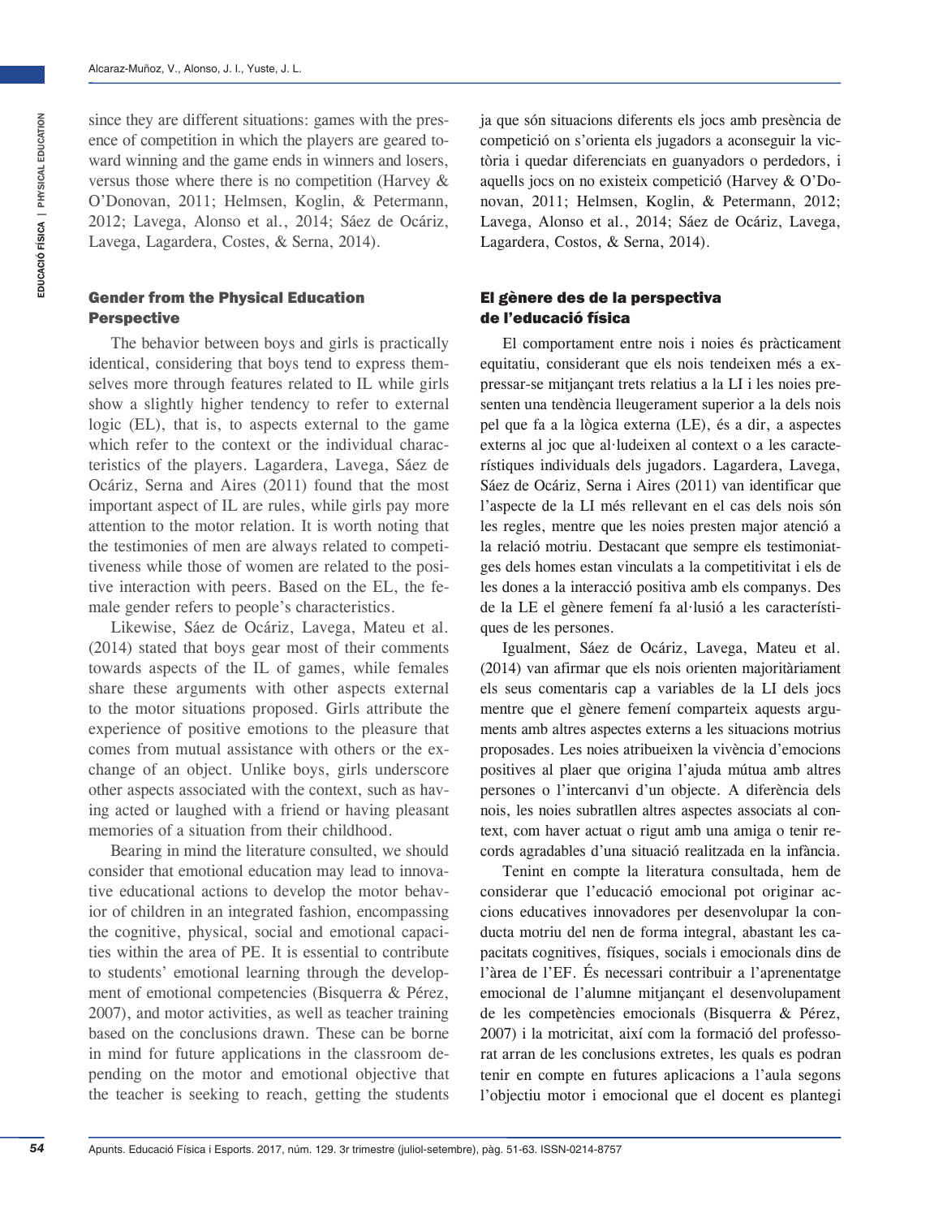since they are different situations: games with the presence of competition in which the players are geared toward winning and the game ends in winners and losers, versus those where there is no competition (Harvey & O'Donovan, 2011; Helmsen, Koglin, & Petermann, 2012; Lavega, Alonso et al., 2014; Sáez de Ocáriz, Lavega, Lagardera, Costes, & Serna, 2014).

## Gender from the Physical Education Perspective

The behavior between boys and girls is practically identical, considering that boys tend to express themselves more through features related to IL while girls show a slightly higher tendency to refer to external logic (EL), that is, to aspects external to the game which refer to the context or the individual characteristics of the players. Lagardera, Lavega, Sáez de Ocáriz, Serna and Aires (2011) found that the most important aspect of IL are rules, while girls pay more attention to the motor relation. It is worth noting that the testimonies of men are always related to competitiveness while those of women are related to the positive interaction with peers. Based on the EL, the female gender refers to people's characteristics.

Likewise, Sáez de Ocáriz, Lavega, Mateu et al. (2014) stated that boys gear most of their comments towards aspects of the IL of games, while females share these arguments with other aspects external to the motor situations proposed. Girls attribute the experience of positive emotions to the pleasure that comes from mutual assistance with others or the exchange of an object. Unlike boys, girls underscore other aspects associated with the context, such as having acted or laughed with a friend or having pleasant memories of a situation from their childhood.

Bearing in mind the literature consulted, we should consider that emotional education may lead to innovative educational actions to develop the motor behavior of children in an integrated fashion, encompassing the cognitive, physical, social and emotional capacities within the area of PE. It is essential to contribute to students' emotional learning through the development of emotional competencies (Bisquerra & Pérez, 2007), and motor activities, as well as teacher training based on the conclusions drawn. These can be borne in mind for future applications in the classroom depending on the motor and emotional objective that the teacher is seeking to reach, getting the students

ja que són situacions diferents els jocs amb presència de competició on s'orienta els jugadors a aconseguir la victòria i quedar diferenciats en guanyadors o perdedors, i aquells jocs on no existeix competició (Harvey & O'Donovan, 2011; Helmsen, Koglin, & Petermann, 2012; Lavega, Alonso et al., 2014; Sáez de Ocáriz, Lavega, Lagardera, Costos, & Serna, 2014).

## El gènere des de la perspectiva de l'educació física

El comportament entre nois i noies és pràcticament equitatiu, considerant que els nois tendeixen més a expressar-se mitjançant trets relatius a la LI i les noies presenten una tendència lleugerament superior a la dels nois pel que fa a la lògica externa (LE), és a dir, a aspectes externs al joc que al·ludeixen al context o a les característiques individuals dels jugadors. Lagardera, Lavega, Sáez de Ocáriz, Serna i Aires (2011) van identificar que l'aspecte de la LI més rellevant en el cas dels nois són les regles, mentre que les noies presten major atenció a la relació motriu. Destacant que sempre els testimoniatges dels homes estan vinculats a la competitivitat i els de les dones a la interacció positiva amb els companys. Des de la LE el gènere femení fa al·lusió a les característiques de les persones.

Igualment, Sáez de Ocáriz, Lavega, Mateu et al. (2014) van afirmar que els nois orienten majoritàriament els seus comentaris cap a variables de la LI dels jocs mentre que el gènere femení comparteix aquests arguments amb altres aspectes externs a les situacions motrius proposades. Les noies atribueixen la vivència d'emocions positives al plaer que origina l'ajuda mútua amb altres persones o l'intercanvi d'un objecte. A diferència dels nois, les noies subratllen altres aspectes associats al context, com haver actuat o rigut amb una amiga o tenir records agradables d'una situació realitzada en la infància.

Tenint en compte la literatura consultada, hem de considerar que l'educació emocional pot originar accions educatives innovadores per desenvolupar la conducta motriu del nen de forma integral, abastant les capacitats cognitives, físiques, socials i emocionals dins de l'àrea de l'EF. És necessari contribuir a l'aprenentatge emocional de l'alumne mitjançant el desenvolupament de les competències emocionals (Bisquerra & Pérez, 2007) i la motricitat, així com la formació del professorat arran de les conclusions extretes, les quals es podran tenir en compte en futures aplicacions a l'aula segons l'objectiu motor i emocional que el docent es plantegi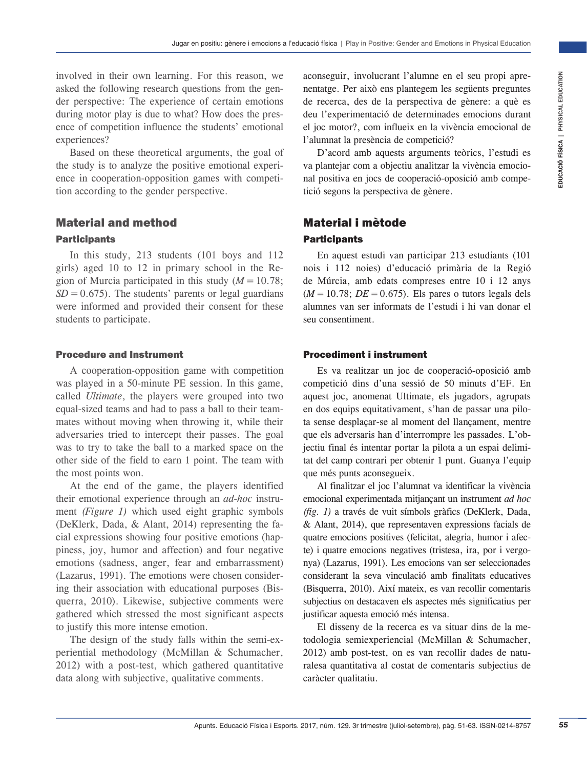involved in their own learning. For this reason, we asked the following research questions from the gender perspective: The experience of certain emotions during motor play is due to what? How does the presence of competition influence the students' emotional experiences?

Based on these theoretical arguments, the goal of the study is to analyze the positive emotional experience in cooperation-opposition games with competition according to the gender perspective.

## Material and method

### Participants

In this study, 213 students (101 boys and 112 girls) aged 10 to 12 in primary school in the Region of Murcia participated in this study ($M = 10.78$; $SD = 0.675$). The students' parents or legal guardians were informed and provided their consent for these students to participate.

### Procedure and Instrument

A cooperation-opposition game with competition was played in a 50-minute PE session. In this game, called *Ultimate*, the players were grouped into two equal-sized teams and had to pass a ball to their teammates without moving when throwing it, while their adversaries tried to intercept their passes. The goal was to try to take the ball to a marked space on the other side of the field to earn 1 point. The team with the most points won.

At the end of the game, the players identified their emotional experience through an *ad-hoc* instrument *(Figure 1)* which used eight graphic symbols (DeKlerk, Dada, & Alant, 2014) representing the facial expressions showing four positive emotions (happiness, joy, humor and affection) and four negative emotions (sadness, anger, fear and embarrassment) (Lazarus, 1991). The emotions were chosen considering their association with educational purposes (Bisquerra, 2010). Likewise, subjective comments were gathered which stressed the most significant aspects to justify this more intense emotion.

The design of the study falls within the semi-experiential methodology (McMillan & Schumacher, 2012) with a post-test, which gathered quantitative data along with subjective, qualitative comments.

aconseguir, involucrant l'alumne en el seu propi aprenentatge. Per això ens plantegem les següents preguntes de recerca, des de la perspectiva de gènere: a què es deu l'experimentació de determinades emocions durant el joc motor?, com influeix en la vivència emocional de l'alumnat la presència de competició?

D'acord amb aquests arguments teòrics, l'estudi es va plantejar com a objectiu analitzar la vivència emocional positiva en jocs de cooperació-oposició amb competició segons la perspectiva de gènere.

## Material i mètode

### Participants

En aquest estudi van participar 213 estudiants (101 nois i 112 noies) d'educació primària de la Regió de Múrcia, amb edats compreses entre 10 i 12 anys ($M = 10.78$; $DE = 0.675$). Els pares o tutors legals dels alumnes van ser informats de l'estudi i hi van donar el seu consentiment.

### Procediment i instrument

Es va realitzar un joc de cooperació-oposició amb competició dins d'una sessió de 50 minuts d'EF. En aquest joc, anomenat Ultimate, els jugadors, agrupats en dos equips equitativament, s'han de passar una pilota sense desplaçar-se al moment del llançament, mentre que els adversaris han d'interrompre les passades. L'objectiu final és intentar portar la pilota a un espai delimitat del camp contrari per obtenir 1 punt. Guanya l'equip que més punts aconsegueix.

Al finalitzar el joc l'alumnat va identificar la vivència emocional experimentada mitjançant un instrument *ad hoc (fig. 1)* a través de vuit símbols gràfics (DeKlerk, Dada, & Alant, 2014), que representaven expressions facials de quatre emocions positives (felicitat, alegria, humor i afecte) i quatre emocions negatives (tristesa, ira, por i vergonya) (Lazarus, 1991). Les emocions van ser seleccionades considerant la seva vinculació amb finalitats educatives (Bisquerra, 2010). Així mateix, es van recollir comentaris subjectius on destacaven els aspectes més significatius per justificar aquesta emoció més intensa.

El disseny de la recerca es va situar dins de la metodologia semiexperiencial (McMillan & Schumacher, 2012) amb post-test, on es van recollir dades de naturalesa quantitativa al costat de comentaris subjectius de caràcter qualitatiu.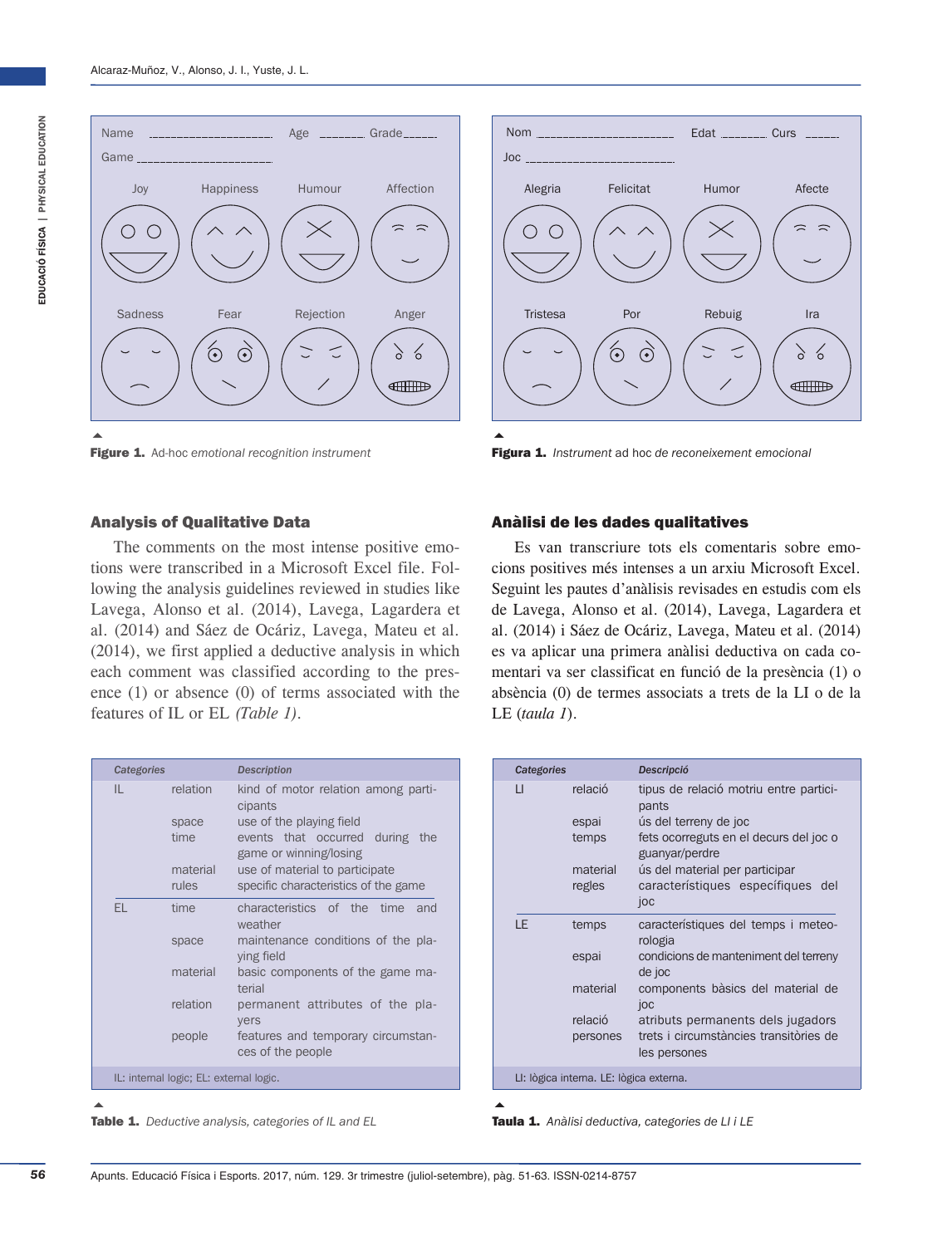| Name ______________________ | Age ________ | Grade______ | |
|---|---|---|---|
| Game ______________________ | | | |
| Joy | Happiness | Humour | Affection |
| Sadness | Fear | Rejection | Anger |

Figure 1. *Ad-hoc emotional recognition instrument*

| Nom ______________________ | Edat ________ | Curs ______ | |
|---|---|---|---|
| Joc ______________________ | | | |
| Alegria | Felicitat | Humor | Afecte |
| Tristesa | Por | Rebuig | Ira |

Figura 1. *Instrument* ad hoc *de reconeixement emocional*

### Analysis of Qualitative Data

The comments on the most intense positive emotions were transcribed in a Microsoft Excel file. Following the analysis guidelines reviewed in studies like Lavega, Alonso et al. (2014), Lavega, Lagardera et al. (2014) and Sáez de Ocáriz, Lavega, Mateu et al. (2014), we first applied a deductive analysis in which each comment was classified according to the presence (1) or absence (0) of terms associated with the features of IL or EL *(Table 1)*.

| Categories | | Description |
|---|---|---|
| IL | relation | kind of motor relation among participants |
| | space | use of the playing field |
| | time | events that occurred during the game or winning/losing |
| | material | use of material to participate |
| | rules | specific characteristics of the game |
| EL | time | characteristics of the time and weather |
| | space | maintenance conditions of the playing field |
| | material | basic components of the game material |
| | relation | permanent attributes of the players |
| | people | features and temporary circumstances of the people |

IL: internal logic; EL: external logic.

Table 1. *Deductive analysis, categories of IL and EL*

### Anàlisi de les dades qualitatives

Es van transcriure tots els comentaris sobre emocions positives més intenses a un arxiu Microsoft Excel. Seguint les pautes d'anàlisis revisades en estudis com els de Lavega, Alonso et al. (2014), Lavega, Lagardera et al. (2014) i Sáez de Ocáriz, Lavega, Mateu et al. (2014) es va aplicar una primera anàlisi deductiva on cada comentari va ser classificat en funció de la presència (1) o absència (0) de termes associats a trets de la LI o de la LE (*taula 1*).

| Categories | | Descripció |
|---|---|---|
| LI | relació | tipus de relació motriu entre participants |
| | espai | ús del terreny de joc |
| | temps | fets ocorreguts en el decurs del joc o guanyar/perdre |
| | material | ús del material per participar |
| | regles | característiques específiques del joc |
| LE | temps | característiques del temps i meteorologia |
| | espai | condicions de manteniment del terreny de joc |
| | material | components bàsics del material de joc |
| | relació | atributs permanents dels jugadors |
| | persones | trets i circumstàncies transitòries de les persones |

LI: lògica interna. LE: lògica externa.

Taula 1. *Anàlisi deductiva, categories de LI i LE*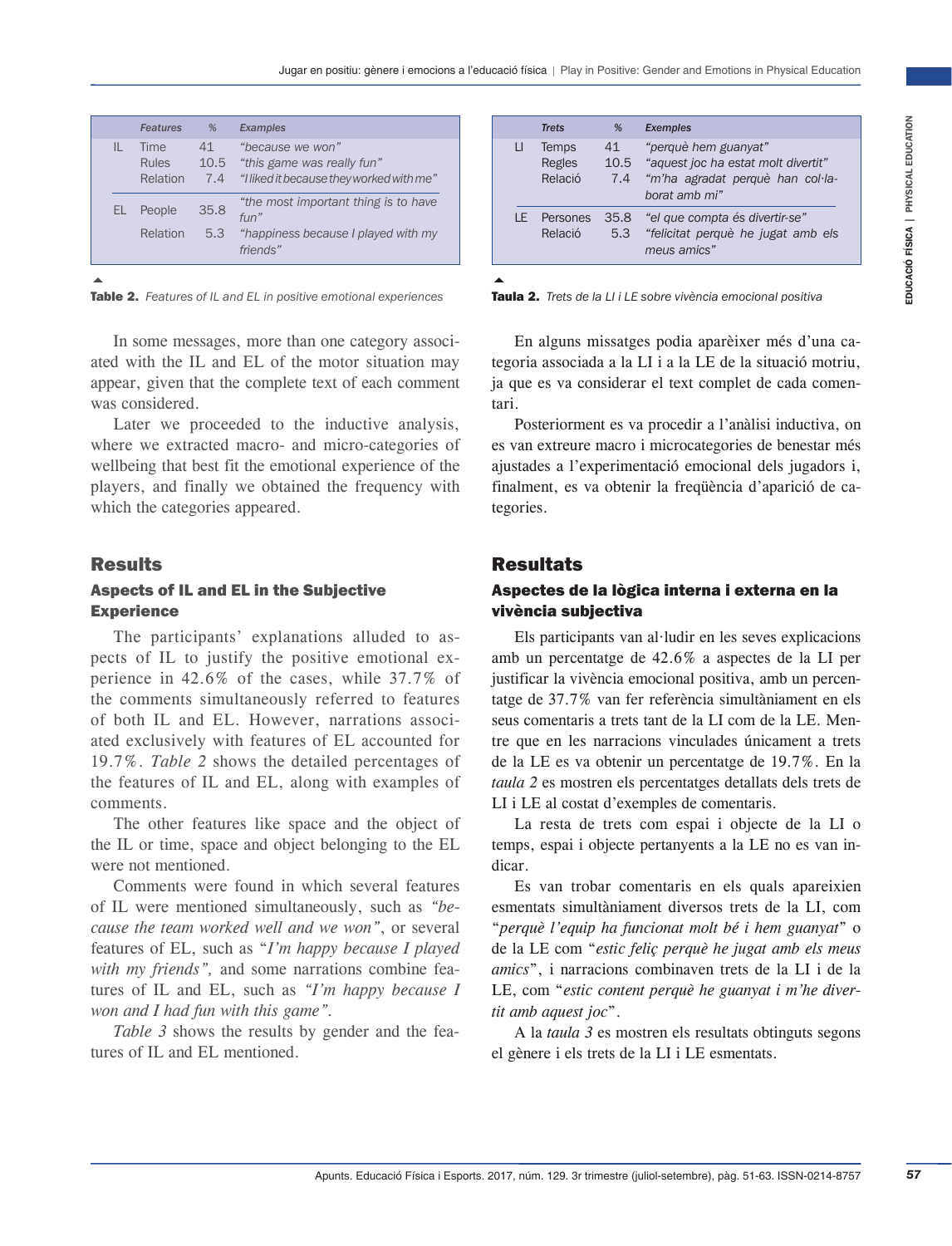| | Features | % | Examples |
|---|---|---|---|
| IL | Time | 41 | *"because we won"* |
| | Rules | 10.5 | *"this game was really fun"* |
| | Relation | 7.4 | *"I liked it because they worked with me"* |
| EL | People | 35.8 | *"the most important thing is to have fun"* |
| | Relation | 5.3 | *"happiness because I played with my friends"* |

**Table 2.** *Features of IL and EL in positive emotional experiences*

In some messages, more than one category associated with the IL and EL of the motor situation may appear, given that the complete text of each comment was considered.

Later we proceeded to the inductive analysis, where we extracted macro- and micro-categories of wellbeing that best fit the emotional experience of the players, and finally we obtained the frequency with which the categories appeared.

## Results

### Aspects of IL and EL in the Subjective Experience

The participants' explanations alluded to aspects of IL to justify the positive emotional experience in 42.6% of the cases, while 37.7% of the comments simultaneously referred to features of both IL and EL. However, narrations associated exclusively with features of EL accounted for 19.7%. *Table 2* shows the detailed percentages of the features of IL and EL, along with examples of comments.

The other features like space and the object of the IL or time, space and object belonging to the EL were not mentioned.

Comments were found in which several features of IL were mentioned simultaneously, such as *"because the team worked well and we won"*, or several features of EL, such as *"I'm happy because I played with my friends",* and some narrations combine features of IL and EL, such as *"I'm happy because I won and I had fun with this game".*

*Table 3* shows the results by gender and the features of IL and EL mentioned.

| | Trets | % | Exemples |
|---|---|---|---|
| LI | Temps | 41 | *"perquè hem guanyat"* |
| | Regles | 10.5 | *"aquest joc ha estat molt divertit"* |
| | Relació | 7.4 | *"m'ha agradat perquè han col·laborat amb mi"* |
| LE | Persones | 35.8 | *"el que compta és divertir-se"* |
| | Relació | 5.3 | *"felicitat perquè he jugat amb els meus amics"* |

**Taula 2.** *Trets de la LI i LE sobre vivència emocional positiva*

En alguns missatges podia aparèixer més d'una categoria associada a la LI i a la LE de la situació motriu, ja que es va considerar el text complet de cada comentari.

Posteriorment es va procedir a l'anàlisi inductiva, on es van extreure macro i microcategories de benestar més ajustades a l'experimentació emocional dels jugadors i, finalment, es va obtenir la freqüència d'aparició de categories.

## Resultats

### Aspectes de la lògica interna i externa en la vivència subjectiva

Els participants van al·ludir en les seves explicacions amb un percentatge de 42.6% a aspectes de la LI per justificar la vivència emocional positiva, amb un percentatge de 37.7% van fer referència simultàniament en els seus comentaris a trets tant de la LI com de la LE. Mentre que en les narracions vinculades únicament a trets de la LE es va obtenir un percentatge de 19.7%. En la *taula 2* es mostren els percentatges detallats dels trets de LI i LE al costat d'exemples de comentaris.

La resta de trets com espai i objecte de la LI o temps, espai i objecte pertanyents a la LE no es van indicar.

Es van trobar comentaris en els quals apareixien esmentats simultàniament diversos trets de la LI, com "*perquè l'equip ha funcionat molt bé i hem guanyat*" o de la LE com "*estic feliç perquè he jugat amb els meus amics*", i narracions combinaven trets de la LI i de la LE, com "*estic content perquè he guanyat i m'he divertit amb aquest joc*".

A la *taula 3* es mostren els resultats obtinguts segons el gènere i els trets de la LI i LE esmentats.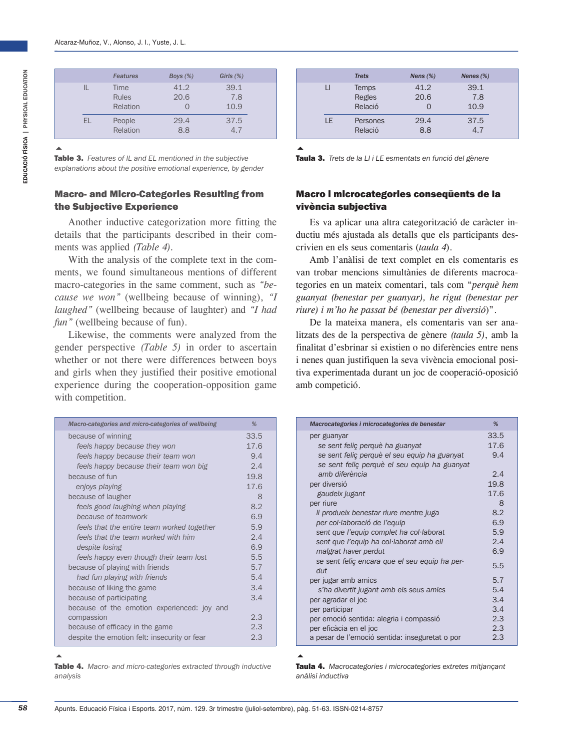|  | Features | Boys (%) | Girls (%) |
|---|---|---|---|
| IL | Time | 41.2 | 39.1 |
|  | Rules | 20.6 | 7.8 |
|  | Relation | 0 | 10.9 |
| EL | People | 29.4 | 37.5 |
|  | Relation | 8.8 | 4.7 |

**Table 3.** *Features of IL and EL mentioned in the subjective explanations about the positive emotional experience, by gender*

## Macro- and Micro-Categories Resulting from the Subjective Experience

Another inductive categorization more fitting the details that the participants described in their comments was applied *(Table 4)*.

With the analysis of the complete text in the comments, we found simultaneous mentions of different macro-categories in the same comment, such as *"because we won"* (wellbeing because of winning), *"I laughed"* (wellbeing because of laughter) and *"I had fun"* (wellbeing because of fun).

Likewise, the comments were analyzed from the gender perspective *(Table 5)* in order to ascertain whether or not there were differences between boys and girls when they justified their positive emotional experience during the cooperation-opposition game with competition.

| *Macro-categories and micro-categories of wellbeing* | *%* |
|---|---|
| because of winning | 33.5 |
| *feels happy because they won* | 17.6 |
| *feels happy because their team won* | 9.4 |
| *feels happy because their team won big* | 2.4 |
| because of fun | 19.8 |
| *enjoys playing* | 17.6 |
| because of laugher | 8 |
| *feels good laughing when playing* | 8.2 |
| *because of teamwork* | 6.9 |
| *feels that the entire team worked together* | 5.9 |
| *feels that the team worked with him* | 2.4 |
| *despite losing* | 6.9 |
| *feels happy even though their team lost* | 5.5 |
| because of playing with friends | 5.7 |
| *had fun playing with friends* | 5.4 |
| because of liking the game | 3.4 |
| because of participating | 3.4 |
| because of the emotion experienced: joy and compassion | 2.3 |
| because of efficacy in the game | 2.3 |
| despite the emotion felt: insecurity or fear | 2.3 |

**Table 4.** *Macro- and micro-categories extracted through inductive analysis*

|  | Trets | Nens (%) | Nenes (%) |
|---|---|---|---|
| LI | Temps | 41.2 | 39.1 |
|  | Regles | 20.6 | 7.8 |
|  | Relació | 0 | 10.9 |
| LE | Persones | 29.4 | 37.5 |
|  | Relació | 8.8 | 4.7 |

**Taula 3.** *Trets de la LI i LE esmentats en funció del gènere*

## Macro i microcategories conseqüents de la vivència subjectiva

Es va aplicar una altra categorització de caràcter inductiu més ajustada als detalls que els participants descrivien en els seus comentaris (*taula 4*).

Amb l'anàlisi de text complet en els comentaris es van trobar mencions simultànies de diferents macrocategories en un mateix comentari, tals com "*perquè hem guanyat (benestar per guanyar), he rigut (benestar per riure) i m'ho he passat bé (benestar per diversió)*".

De la mateixa manera, els comentaris van ser analitzats des de la perspectiva de gènere *(taula 5)*, amb la finalitat d'esbrinar si existien o no diferències entre nens i nenes quan justifiquen la seva vivència emocional positiva experimentada durant un joc de cooperació-oposició amb competició.

| *Macrocategories i microcategories de benestar* | *%* |
|---|---|
| per guanyar | 33.5 |
| *se sent feliç perquè ha guanyat* | 17.6 |
| *se sent feliç perquè el seu equip ha guanyat* | 9.4 |
| *se sent feliç perquè el seu equip ha guanyat amb diferència* | 2.4 |
| per diversió | 19.8 |
| *gaudeix jugant* | 17.6 |
| per riure | 8 |
| *li produeix benestar riure mentre juga* | 8.2 |
| *per col·laboració de l'equip* | 6.9 |
| *sent que l'equip complet ha col·laborat* | 5.9 |
| *sent que l'equip ha col·laborat amb ell* | 2.4 |
| *malgrat haver perdut* | 6.9 |
| *se sent feliç encara que el seu equip ha perdut* | 5.5 |
| per jugar amb amics | 5.7 |
| *s'ha divertit jugant amb els seus amics* | 5.4 |
| per agradar el joc | 3.4 |
| per participar | 3.4 |
| per emoció sentida: alegria i compassió | 2.3 |
| per eficàcia en el joc | 2.3 |
| a pesar de l'emoció sentida: inseguretat o por | 2.3 |

**Taula 4.** *Macrocategories i microcategories extretes mitjançant anàlisi inductiva*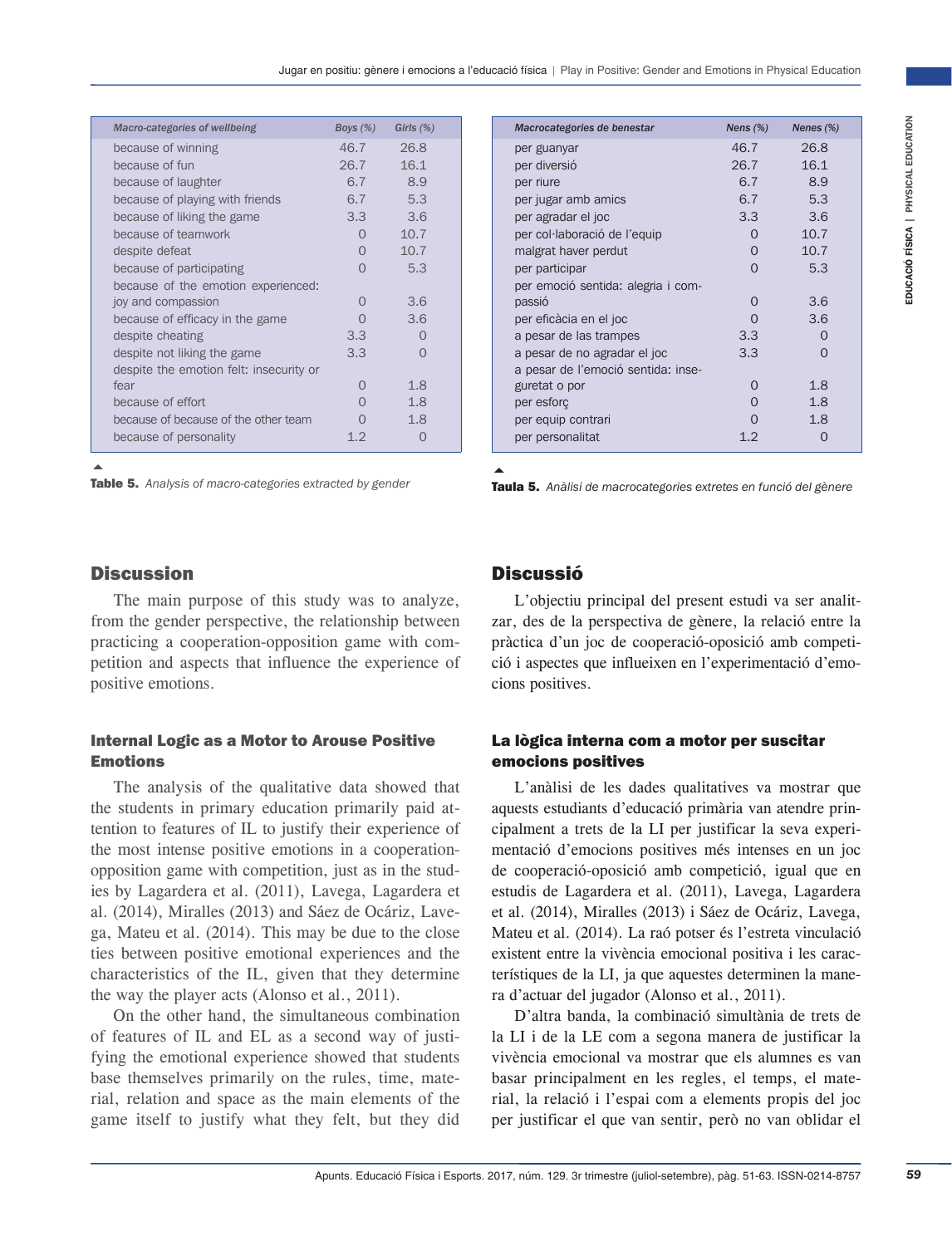| Macro-categories of wellbeing | Boys (%) | Girls (%) |
|---|---|---|
| because of winning | 46.7 | 26.8 |
| because of fun | 26.7 | 16.1 |
| because of laughter | 6.7 | 8.9 |
| because of playing with friends | 6.7 | 5.3 |
| because of liking the game | 3.3 | 3.6 |
| because of teamwork | 0 | 10.7 |
| despite defeat | 0 | 10.7 |
| because of participating | 0 | 5.3 |
| because of the emotion experienced: joy and compassion | 0 | 3.6 |
| because of efficacy in the game | 0 | 3.6 |
| despite cheating | 3.3 | 0 |
| despite not liking the game | 3.3 | 0 |
| despite the emotion felt: insecurity or fear | 0 | 1.8 |
| because of effort | 0 | 1.8 |
| because of because of the other team | 0 | 1.8 |
| because of personality | 1.2 | 0 |

**Table 5.** *Analysis of macro-categories extracted by gender*

| Macrocategories de benestar | Nens (%) | Nenes (%) |
|---|---|---|
| per guanyar | 46.7 | 26.8 |
| per diversió | 26.7 | 16.1 |
| per riure | 6.7 | 8.9 |
| per jugar amb amics | 6.7 | 5.3 |
| per agradar el joc | 3.3 | 3.6 |
| per col·laboració de l'equip | 0 | 10.7 |
| malgrat haver perdut | 0 | 10.7 |
| per participar | 0 | 5.3 |
| per emoció sentida: alegria i compassió | 0 | 3.6 |
| per eficàcia en el joc | 0 | 3.6 |
| a pesar de las trampes | 3.3 | 0 |
| a pesar de no agradar el joc | 3.3 | 0 |
| a pesar de l'emoció sentida: inseguretat o por | 0 | 1.8 |
| per esforç | 0 | 1.8 |
| per equip contrari | 0 | 1.8 |
| per personalitat | 1.2 | 0 |

**Taula 5.** *Anàlisi de macrocategories extretes en funció del gènere*

## Discussion

The main purpose of this study was to analyze, from the gender perspective, the relationship between practicing a cooperation-opposition game with competition and aspects that influence the experience of positive emotions.

### Internal Logic as a Motor to Arouse Positive Emotions

The analysis of the qualitative data showed that the students in primary education primarily paid attention to features of IL to justify their experience of the most intense positive emotions in a cooperation-opposition game with competition, just as in the studies by Lagardera et al. (2011), Lavega, Lagardera et al. (2014), Miralles (2013) and Sáez de Ocáriz, Lavega, Mateu et al. (2014). This may be due to the close ties between positive emotional experiences and the characteristics of the IL, given that they determine the way the player acts (Alonso et al., 2011).

On the other hand, the simultaneous combination of features of IL and EL as a second way of justifying the emotional experience showed that students base themselves primarily on the rules, time, material, relation and space as the main elements of the game itself to justify what they felt, but they did

## Discussió

L'objectiu principal del present estudi va ser analitzar, des de la perspectiva de gènere, la relació entre la pràctica d'un joc de cooperació-oposició amb competició i aspectes que influeixen en l'experimentació d'emocions positives.

### La lògica interna com a motor per suscitar emocions positives

L'anàlisi de les dades qualitatives va mostrar que aquests estudiants d'educació primària van atendre principalment a trets de la LI per justificar la seva experimentació d'emocions positives més intenses en un joc de cooperació-oposició amb competició, igual que en estudis de Lagardera et al. (2011), Lavega, Lagardera et al. (2014), Miralles (2013) i Sáez de Ocáriz, Lavega, Mateu et al. (2014). La raó potser és l'estreta vinculació existent entre la vivència emocional positiva i les característiques de la LI, ja que aquestes determinen la manera d'actuar del jugador (Alonso et al., 2011).

D'altra banda, la combinació simultània de trets de la LI i de la LE com a segona manera de justificar la vivència emocional va mostrar que els alumnes es van basar principalment en les regles, el temps, el material, la relació i l'espai com a elements propis del joc per justificar el que van sentir, però no van oblidar el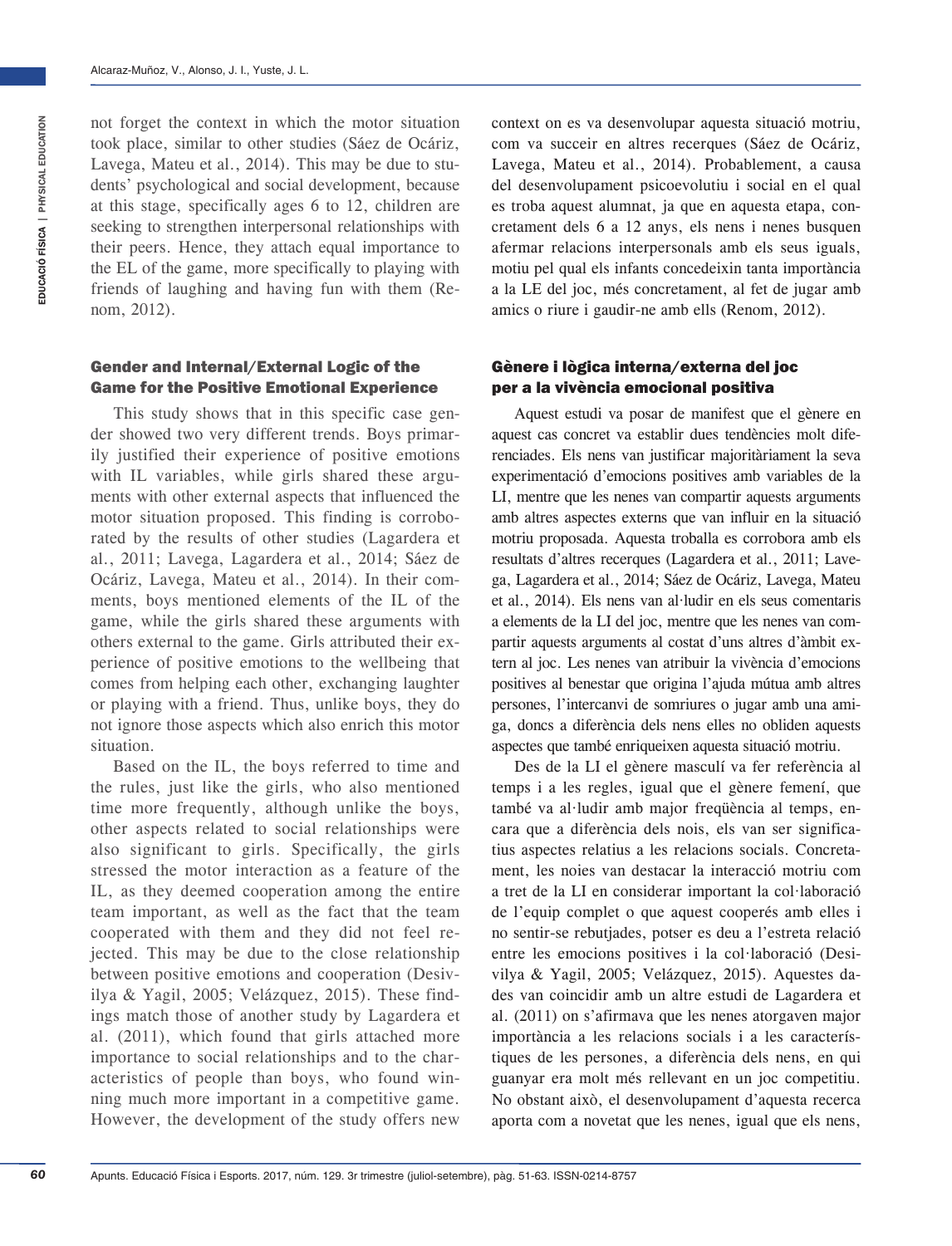not forget the context in which the motor situation took place, similar to other studies (Sáez de Ocáriz, Lavega, Mateu et al., 2014). This may be due to students' psychological and social development, because at this stage, specifically ages 6 to 12, children are seeking to strengthen interpersonal relationships with their peers. Hence, they attach equal importance to the EL of the game, more specifically to playing with friends of laughing and having fun with them (Renom, 2012).

### Gender and Internal/External Logic of the Game for the Positive Emotional Experience

This study shows that in this specific case gender showed two very different trends. Boys primarily justified their experience of positive emotions with IL variables, while girls shared these arguments with other external aspects that influenced the motor situation proposed. This finding is corroborated by the results of other studies (Lagardera et al., 2011; Lavega, Lagardera et al., 2014; Sáez de Ocáriz, Lavega, Mateu et al., 2014). In their comments, boys mentioned elements of the IL of the game, while the girls shared these arguments with others external to the game. Girls attributed their experience of positive emotions to the wellbeing that comes from helping each other, exchanging laughter or playing with a friend. Thus, unlike boys, they do not ignore those aspects which also enrich this motor situation.

Based on the IL, the boys referred to time and the rules, just like the girls, who also mentioned time more frequently, although unlike the boys, other aspects related to social relationships were also significant to girls. Specifically, the girls stressed the motor interaction as a feature of the IL, as they deemed cooperation among the entire team important, as well as the fact that the team cooperated with them and they did not feel rejected. This may be due to the close relationship between positive emotions and cooperation (Desivilya & Yagil, 2005; Velázquez, 2015). These findings match those of another study by Lagardera et al. (2011), which found that girls attached more importance to social relationships and to the characteristics of people than boys, who found winning much more important in a competitive game. However, the development of the study offers new

context on es va desenvolupar aquesta situació motriu, com va succeir en altres recerques (Sáez de Ocáriz, Lavega, Mateu et al., 2014). Probablement, a causa del desenvolupament psicoevolutiu i social en el qual es troba aquest alumnat, ja que en aquesta etapa, concretament dels 6 a 12 anys, els nens i nenes busquen afermar relacions interpersonals amb els seus iguals, motiu pel qual els infants concedeixin tanta importància a la LE del joc, més concretament, al fet de jugar amb amics o riure i gaudir-ne amb ells (Renom, 2012).

### Gènere i lògica interna/externa del joc per a la vivència emocional positiva

Aquest estudi va posar de manifest que el gènere en aquest cas concret va establir dues tendències molt diferenciades. Els nens van justificar majoritàriament la seva experimentació d'emocions positives amb variables de la LI, mentre que les nenes van compartir aquests arguments amb altres aspectes externs que van influir en la situació motriu proposada. Aquesta troballa es corrobora amb els resultats d'altres recerques (Lagardera et al., 2011; Lavega, Lagardera et al., 2014; Sáez de Ocáriz, Lavega, Mateu et al., 2014). Els nens van al·ludir en els seus comentaris a elements de la LI del joc, mentre que les nenes van compartir aquests arguments al costat d'uns altres d'àmbit extern al joc. Les nenes van atribuir la vivència d'emocions positives al benestar que origina l'ajuda mútua amb altres persones, l'intercanvi de somriures o jugar amb una amiga, doncs a diferència dels nens elles no obliden aquests aspectes que també enriqueixen aquesta situació motriu.

Des de la LI el gènere masculí va fer referència al temps i a les regles, igual que el gènere femení, que també va al·ludir amb major freqüència al temps, encara que a diferència dels nois, els van ser significatius aspectes relatius a les relacions socials. Concretament, les noies van destacar la interacció motriu com a tret de la LI en considerar important la col·laboració de l'equip complet o que aquest cooperés amb elles i no sentir-se rebutjades, potser es deu a l'estreta relació entre les emocions positives i la col·laboració (Desivilya & Yagil, 2005; Velázquez, 2015). Aquestes dades van coincidir amb un altre estudi de Lagardera et al. (2011) on s'afirmava que les nenes atorgaven major importància a les relacions socials i a les característiques de les persones, a diferència dels nens, en qui guanyar era molt més rellevant en un joc competitiu. No obstant això, el desenvolupament d'aquesta recerca aporta com a novetat que les nenes, igual que els nens,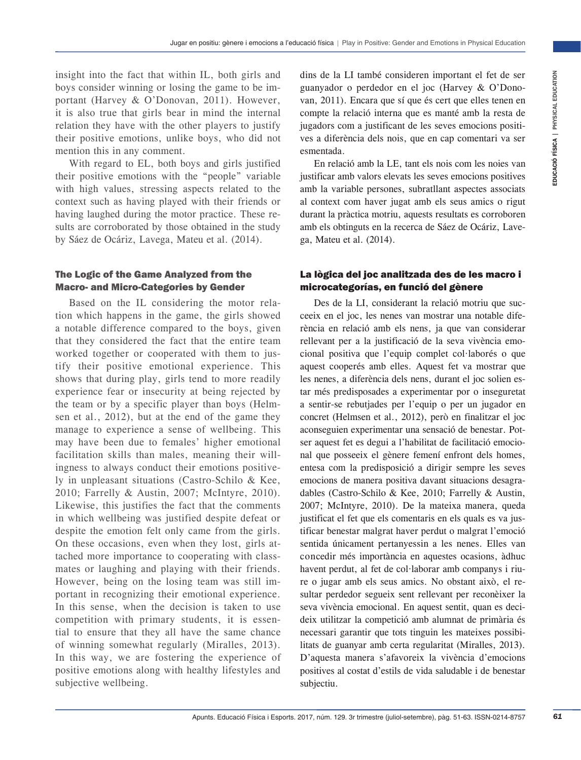insight into the fact that within IL, both girls and boys consider winning or losing the game to be important (Harvey & O'Donovan, 2011). However, it is also true that girls bear in mind the internal relation they have with the other players to justify their positive emotions, unlike boys, who did not mention this in any comment.

With regard to EL, both boys and girls justified their positive emotions with the "people" variable with high values, stressing aspects related to the context such as having played with their friends or having laughed during the motor practice. These results are corroborated by those obtained in the study by Sáez de Ocáriz, Lavega, Mateu et al. (2014).

### The Logic of the Game Analyzed from the Macro- and Micro-Categories by Gender

Based on the IL considering the motor relation which happens in the game, the girls showed a notable difference compared to the boys, given that they considered the fact that the entire team worked together or cooperated with them to justify their positive emotional experience. This shows that during play, girls tend to more readily experience fear or insecurity at being rejected by the team or by a specific player than boys (Helmsen et al., 2012), but at the end of the game they manage to experience a sense of wellbeing. This may have been due to females' higher emotional facilitation skills than males, meaning their willingness to always conduct their emotions positively in unpleasant situations (Castro-Schilo & Kee, 2010; Farrelly & Austin, 2007; McIntyre, 2010). Likewise, this justifies the fact that the comments in which wellbeing was justified despite defeat or despite the emotion felt only came from the girls. On these occasions, even when they lost, girls attached more importance to cooperating with classmates or laughing and playing with their friends. However, being on the losing team was still important in recognizing their emotional experience. In this sense, when the decision is taken to use competition with primary students, it is essential to ensure that they all have the same chance of winning somewhat regularly (Miralles, 2013). In this way, we are fostering the experience of positive emotions along with healthy lifestyles and subjective wellbeing.

dins de la LI també consideren important el fet de ser guanyador o perdedor en el joc (Harvey & O'Donovan, 2011). Encara que sí que és cert que elles tenen en compte la relació interna que es manté amb la resta de jugadors com a justificant de les seves emocions positives a diferència dels nois, que en cap comentari va ser esmentada.

En relació amb la LE, tant els nois com les noies van justificar amb valors elevats les seves emocions positives amb la variable persones, subratllant aspectes associats al context com haver jugat amb els seus amics o rigut durant la pràctica motriu, aquests resultats es corroboren amb els obtinguts en la recerca de Sáez de Ocáriz, Lavega, Mateu et al. (2014).

### La lògica del joc analitzada des de les macro i microcategorías, en funció del gènere

Des de la LI, considerant la relació motriu que succeeix en el joc, les nenes van mostrar una notable diferència en relació amb els nens, ja que van considerar rellevant per a la justificació de la seva vivència emocional positiva que l'equip complet col·laborés o que aquest cooperés amb elles. Aquest fet va mostrar que les nenes, a diferència dels nens, durant el joc solien estar més predisposades a experimentar por o inseguretat a sentir-se rebutjades per l'equip o per un jugador en concret (Helmsen et al., 2012), però en finalitzar el joc aconseguien experimentar una sensació de benestar. Potser aquest fet es degui a l'habilitat de facilitació emocional que posseeix el gènere femení enfront dels homes, entesa com la predisposició a dirigir sempre les seves emocions de manera positiva davant situacions desagradables (Castro-Schilo & Kee, 2010; Farrelly & Austin, 2007; McIntyre, 2010). De la mateixa manera, queda justificat el fet que els comentaris en els quals es va justificar benestar malgrat haver perdut o malgrat l'emoció sentida únicament pertanyessin a les nenes. Elles van concedir més importància en aquestes ocasions, àdhuc havent perdut, al fet de col·laborar amb companys i riure o jugar amb els seus amics. No obstant això, el resultar perdedor segueix sent rellevant per reconèixer la seva vivència emocional. En aquest sentit, quan es decideix utilitzar la competició amb alumnat de primària és necessari garantir que tots tinguin les mateixes possibilitats de guanyar amb certa regularitat (Miralles, 2013). D'aquesta manera s'afavoreix la vivència d'emocions positives al costat d'estils de vida saludable i de benestar subjectiu.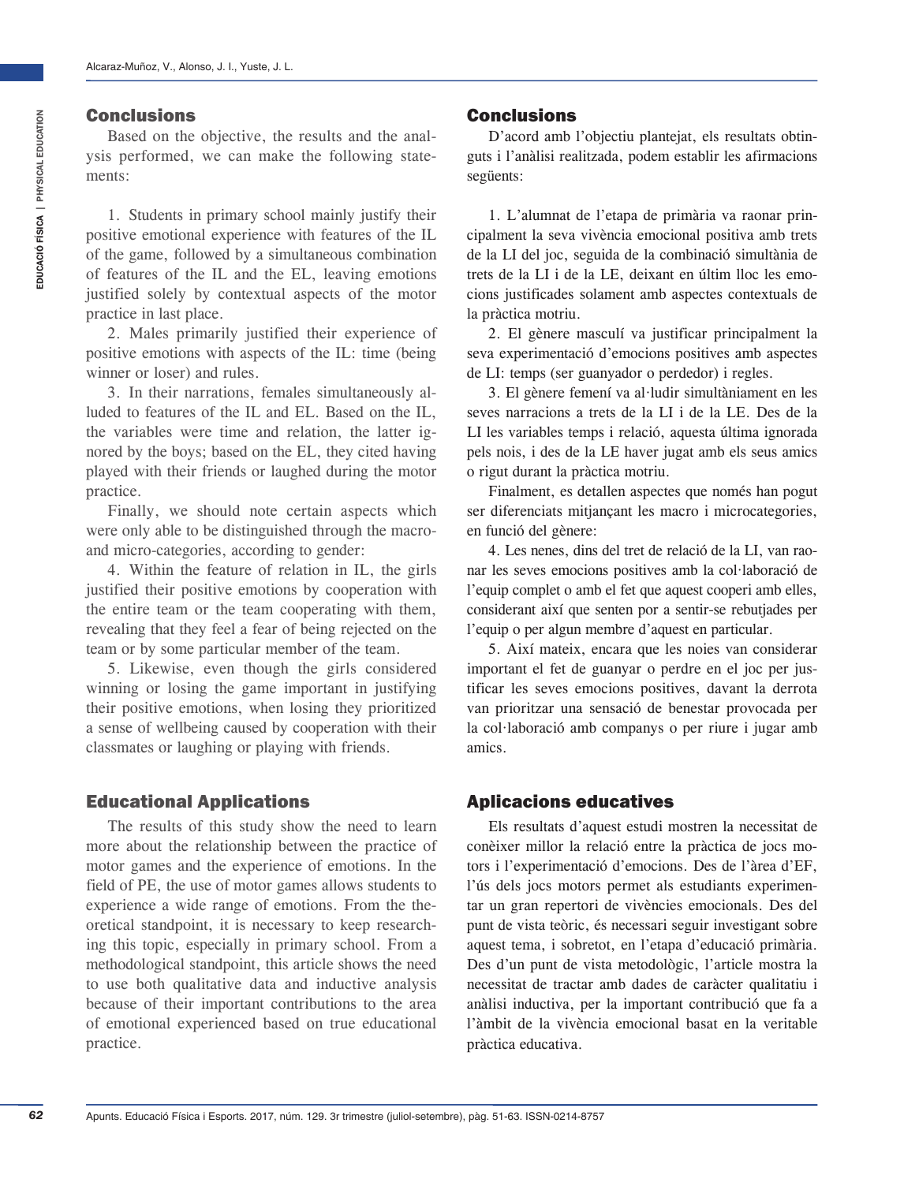## Conclusions

Based on the objective, the results and the analysis performed, we can make the following statements:

1. Students in primary school mainly justify their positive emotional experience with features of the IL of the game, followed by a simultaneous combination of features of the IL and the EL, leaving emotions justified solely by contextual aspects of the motor practice in last place.

2. Males primarily justified their experience of positive emotions with aspects of the IL: time (being winner or loser) and rules.

3. In their narrations, females simultaneously alluded to features of the IL and EL. Based on the IL, the variables were time and relation, the latter ignored by the boys; based on the EL, they cited having played with their friends or laughed during the motor practice.

Finally, we should note certain aspects which were only able to be distinguished through the macro- and micro-categories, according to gender:

4. Within the feature of relation in IL, the girls justified their positive emotions by cooperation with the entire team or the team cooperating with them, revealing that they feel a fear of being rejected on the team or by some particular member of the team.

5. Likewise, even though the girls considered winning or losing the game important in justifying their positive emotions, when losing they prioritized a sense of wellbeing caused by cooperation with their classmates or laughing or playing with friends.

## Educational Applications

The results of this study show the need to learn more about the relationship between the practice of motor games and the experience of emotions. In the field of PE, the use of motor games allows students to experience a wide range of emotions. From the theoretical standpoint, it is necessary to keep researching this topic, especially in primary school. From a methodological standpoint, this article shows the need to use both qualitative data and inductive analysis because of their important contributions to the area of emotional experienced based on true educational practice.

## Conclusions

D'acord amb l'objectiu plantejat, els resultats obtinguts i l'anàlisi realitzada, podem establir les afirmacions següents:

1. L'alumnat de l'etapa de primària va raonar principalment la seva vivència emocional positiva amb trets de la LI del joc, seguida de la combinació simultània de trets de la LI i de la LE, deixant en últim lloc les emocions justificades solament amb aspectes contextuals de la pràctica motriu.

2. El gènere masculí va justificar principalment la seva experimentació d'emocions positives amb aspectes de LI: temps (ser guanyador o perdedor) i regles.

3. El gènere femení va al·ludir simultàniament en les seves narracions a trets de la LI i de la LE. Des de la LI les variables temps i relació, aquesta última ignorada pels nois, i des de la LE haver jugat amb els seus amics o rigut durant la pràctica motriu.

Finalment, es detallen aspectes que només han pogut ser diferenciats mitjançant les macro i microcategories, en funció del gènere:

4. Les nenes, dins del tret de relació de la LI, van raonar les seves emocions positives amb la col·laboració de l'equip complet o amb el fet que aquest cooperi amb elles, considerant així que senten por a sentir-se rebutjades per l'equip o per algun membre d'aquest en particular.

5. Així mateix, encara que les noies van considerar important el fet de guanyar o perdre en el joc per justificar les seves emocions positives, davant la derrota van prioritzar una sensació de benestar provocada per la col·laboració amb companys o per riure i jugar amb amics.

## Aplicacions educatives

Els resultats d'aquest estudi mostren la necessitat de conèixer millor la relació entre la pràctica de jocs motors i l'experimentació d'emocions. Des de l'àrea d'EF, l'ús dels jocs motors permet als estudiants experimentar un gran repertori de vivències emocionals. Des del punt de vista teòric, és necessari seguir investigant sobre aquest tema, i sobretot, en l'etapa d'educació primària. Des d'un punt de vista metodològic, l'article mostra la necessitat de tractar amb dades de caràcter qualitatiu i anàlisi inductiva, per la important contribució que fa a l'àmbit de la vivència emocional basat en la veritable pràctica educativa.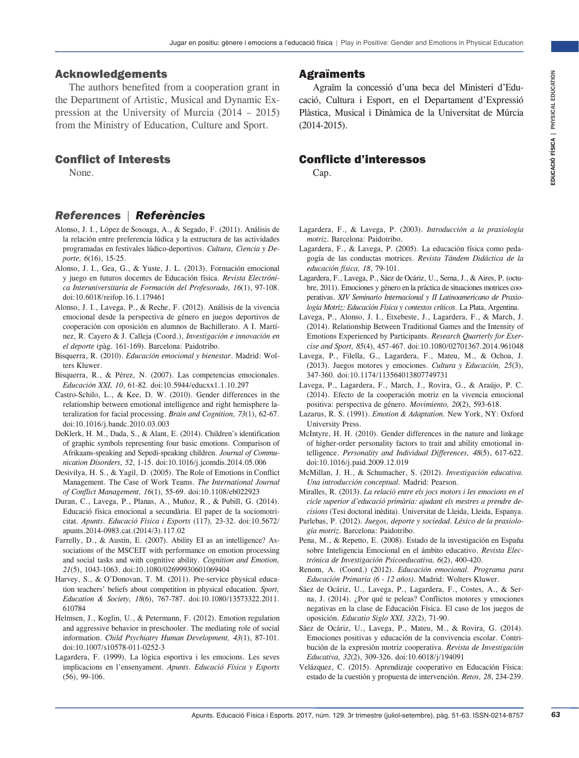## Acknowledgements

The authors benefited from a cooperation grant in the Department of Artistic, Musical and Dynamic Expression at the University of Murcia (2014 – 2015) from the Ministry of Education, Culture and Sport.

## Conflict of Interests

None.

## Agraïments

Agraïm la concessió d'una beca del Ministeri d'Educació, Cultura i Esport, en el Departament d'Expressió Plàstica, Musical i Dinàmica de la Universitat de Múrcia (2014-2015).

## Conflicte d'interessos

Cap.

## *References* | *Referències*

Alonso, J. I., López de Sosoaga, A., & Segado, F. (2011). Análisis de la relación entre preferencia lúdica y la estructura de las actividades programadas en festivales lúdico-deportivos. *Cultura, Ciencia y Deporte, 6*(16), 15-25.

Alonso, J. I., Gea, G., & Yuste, J. L. (2013). Formación emocional y juego en futuros docentes de Educación física. *Revista Electrónica Interuniversitaria de Formación del Profesorado, 16*(1), 97-108. doi:10.6018/reifop.16.1.179461

Alonso, J. I., Lavega, P., & Reche, F. (2012). Análisis de la vivencia emocional desde la perspectiva de género en juegos deportivos de cooperación con oposición en alumnos de Bachillerato. A I. Martínez, R. Cayero & J. Calleja (Coord.), *Investigación e innovación en el deporte* (pàg. 161-169). Barcelona: Paidotribo.

Bisquerra, R. (2010). *Educación emocional y bienestar*. Madrid: Wolters Kluwer.

Bisquerra, R., & Pérez, N. (2007). Las competencias emocionales. *Educación XXI, 10*, 61-82. doi:10.5944/educxx1.1.10.297

Castro-Schilo, L., & Kee, D. W. (2010). Gender differences in the relationship between emotional intelligence and right hemisphere lateralization for facial processing. *Brain and Cognition, 73*(1), 62-67. doi:10.1016/j.bandc.2010.03.003

DeKlerk, H. M., Dada, S., & Alant, E. (2014). Children's identification of graphic symbols representing four basic emotions. Comparison of Afrikaans-speaking and Sepedi-speaking children. *Journal of Communication Disorders, 52*, 1-15. doi:10.1016/j.jcomdis.2014.05.006

Desivilya, H. S., & Yagil, D. (2005). The Role of Emotions in Conflict Management. The Case of Work Teams. *The International Journal of Conflict Management, 16*(1), 55-69. doi:10.1108/eb022923

Duran, C., Lavega, P., Planas, A., Muñoz, R., & Pubill, G. (2014). Educació física emocional a secundària. El paper de la sociomotricitat. *Apunts. Educació Física i Esports* (117), 23-32. doi:10.5672/apunts.2014-0983.cat.(2014/3).117.02

Farrelly, D., & Austin, E. (2007). Ability EI as an intelligence? Associations of the MSCEIT with performance on emotion processing and social tasks and with cognitive ability. *Cognition and Emotion, 21*(5), 1043-1063. doi:10.1080/02699930601069404

Harvey, S., & O'Donovan, T. M. (2011). Pre-service physical education teachers' beliefs about competition in physical education. *Sport, Education & Society, 18*(6), 767-787. doi:10.1080/13573322.2011.610784

Helmsen, J., Koglin, U., & Petermann, F. (2012). Emotion regulation and aggressive behavior in preschooler. The mediating role of social information. *Child Psychiatry Human Development, 43*(1), 87-101. doi:10.1007/s10578-011-0252-3

Lagardera, F. (1999). La lògica esportiva i les emocions. Les seves implicacions en l'ensenyament. *Apunts. Educació Física y Esports* (56), 99-106.

Lagardera, F., & Lavega, P. (2003). *Introducción a la praxiología motriz*. Barcelona: Paidotribo.

Lagardera, F., & Lavega, P. (2005). La educación física como pedagogía de las conductas motrices. *Revista Tándem Didáctica de la educación física, 18*, 79-101.

Lagardera, F., Lavega, P., Sáez de Ocáriz, U., Serna, J., & Aires, P. (octubre, 2011). Emociones y género en la práctica de situaciones motrices cooperativas. *XIV Seminario Internacional y II Latinoamericano de Praxiología Motriz: Educación Física y contextos críticos.* La Plata, Argentina.

Lavega, P., Alonso, J. I., Etxebeste, J., Lagardera, F., & March, J. (2014). Relationship Between Traditional Games and the Intensity of Emotions Experienced by Participants. *Research Quarterly for Exercise and Sport, 85*(4), 457-467. doi:10.1080/02701367.2014.961048

Lavega, P., Filella, G., Lagardera, F., Mateu, M., & Ochoa, J. (2013). Juegos motores y emociones. *Cultura y Educación, 25*(3), 347-360. doi:10.1174/113564013807749731

Lavega, P., Lagardera, F., March, J., Rovira, G., & Araújo, P. C. (2014). Efecto de la cooperación motriz en la vivencia emocional positiva: perspectiva de género. *Movimiento, 20*(2), 593-618.

Lazarus, R. S. (1991). *Emotion & Adaptation*. New York, NY: Oxford University Press.

McIntyre, H. H. (2010). Gender differences in the nature and linkage of higher-order personality factors to trait and ability emotional intelligence. *Personality and Individual Differences, 48*(5), 617-622. doi:10.1016/j.paid.2009.12.019

McMillan, J. H., & Schumacher, S. (2012). *Investigación educativa. Una introducción conceptual.* Madrid: Pearson.

Miralles, R. (2013). *La relació entre els jocs motors i les emocions en el cicle superior d'educació primària: ajudant els mestres a prendre decisions* (Tesi doctoral inèdita). Universitat de Lleida, Lleida, Espanya.

Parlebas, P. (2012). *Juegos, deporte y sociedad. Léxico de la praxiología motriz.* Barcelona: Paidotribo.

Pena, M., & Repetto, E. (2008). Estado de la investigación en España sobre Inteligencia Emocional en el ámbito educativo. *Revista Electrónica de Investigación Psicoeducativa, 6*(2), 400-420.

Renom, A. (Coord.) (2012). *Educación emocional. Programa para Educación Primaria (6 - 12 años).* Madrid: Wolters Kluwer.

Sáez de Ocáriz, U., Lavega, P., Lagardera, F., Costes, A., & Serna, J. (2014). ¿Por qué te peleas? Conflictos motores y emociones negativas en la clase de Educación Física. El caso de los juegos de oposición. *Educatio Siglo XXI, 32*(2), 71-90.

Sáez de Ocáriz, U., Lavega, P., Mateu, M., & Rovira, G. (2014). Emociones positivas y educación de la convivencia escolar. Contribución de la expresión motriz cooperativa. *Revista de Investigación Educativa, 32*(2), 309-326. doi:10.6018/j/194091

Velázquez, C. (2015). Aprendizaje cooperativo en Educación Física: estado de la cuestión y propuesta de intervención. *Retos, 28*, 234-239.